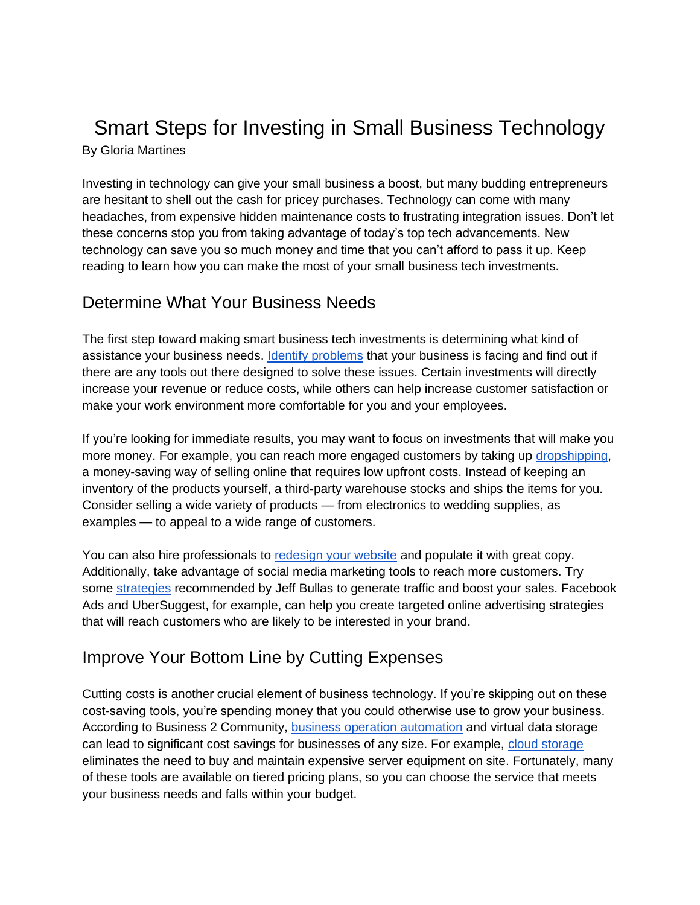# Smart Steps for Investing in Small Business Technology

By Gloria Martines

Investing in technology can give your small business a boost, but many budding entrepreneurs are hesitant to shell out the cash for pricey purchases. Technology can come with many headaches, from expensive hidden maintenance costs to frustrating integration issues. Don't let these concerns stop you from taking advantage of today's top tech advancements. New technology can save you so much money and time that you can't afford to pass it up. Keep reading to learn how you can make the most of your small business tech investments.

## Determine What Your Business Needs

The first step toward making smart business tech investments is determining what kind of assistance your business needs. Identify problems that your business is facing and find out if there are any tools out there designed to solve these issues. Certain investments will directly increase your revenue or reduce costs, while others can help increase customer satisfaction or make your work environment more comfortable for you and your employees.

If you're looking for immediate results, you may want to focus on investments that will make you more money. For example, you can reach more engaged customers by taking up dropshipping, a money-saving way of selling online that requires low upfront costs. Instead of keeping an inventory of the products yourself, a third-party warehouse stocks and ships the items for you. Consider selling a wide variety of products — from electronics to wedding supplies, as examples — to appeal to a wide range of customers.

You can also hire professionals to redesign your website and populate it with great copy. Additionally, take advantage of social media marketing tools to reach more customers. Try some strategies recommended by Jeff Bullas to generate traffic and boost your sales. Facebook Ads and UberSuggest, for example, can help you create targeted online advertising strategies that will reach customers who are likely to be interested in your brand.

## Improve Your Bottom Line by Cutting Expenses

Cutting costs is another crucial element of business technology. If you're skipping out on these cost-saving tools, you're spending money that you could otherwise use to grow your business. According to Business 2 Community, business operation automation and virtual data storage can lead to significant cost savings for businesses of any size. For example, cloud storage eliminates the need to buy and maintain expensive server equipment on site. Fortunately, many of these tools are available on tiered pricing plans, so you can choose the service that meets your business needs and falls within your budget.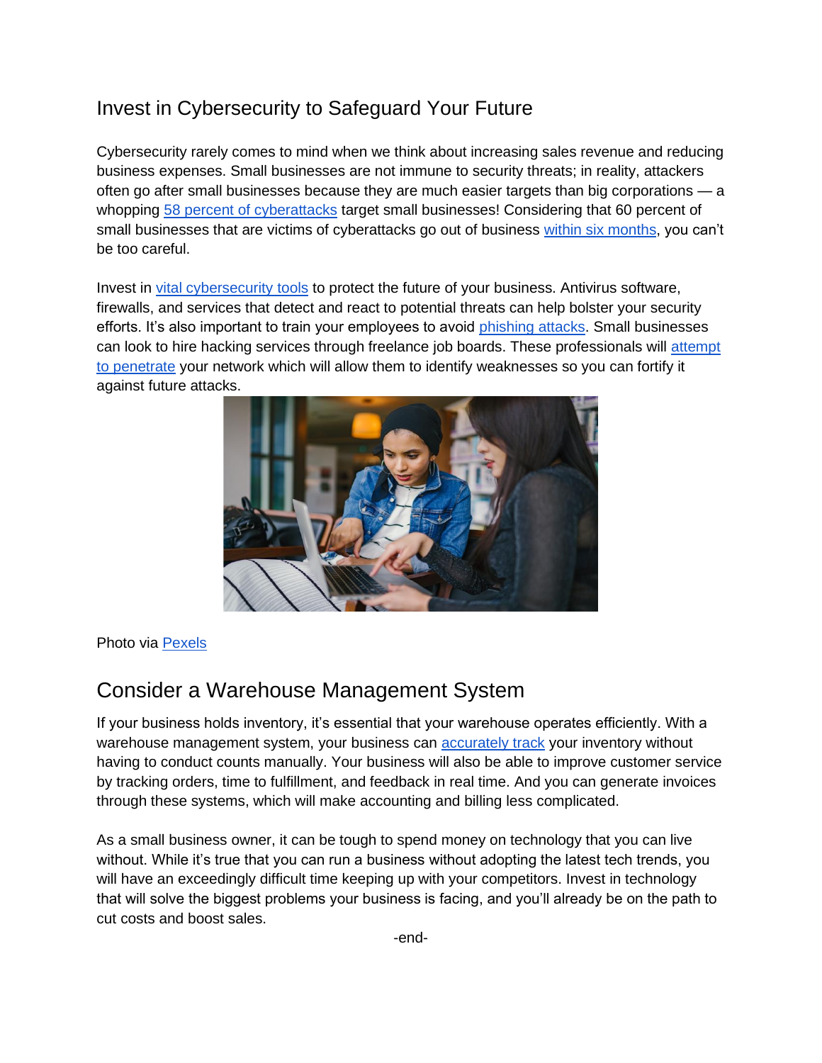## Invest in Cybersecurity to Safeguard Your Future

Cybersecurity rarely comes to mind when we think about increasing sales revenue and reducing business expenses. Small businesses are not immune to security threats; in reality, attackers often go after small businesses because they are much easier targets than big corporations — a whopping 58 percent of cyberattacks target small businesses! Considering that 60 percent of small businesses that are victims of cyberattacks go out of business within six months, you can't be too careful.

Invest in vital cybersecurity tools to protect the future of your business. Antivirus software, firewalls, and services that detect and react to potential threats can help bolster your security efforts. It's also important to train your employees to avoid phishing attacks. Small businesses can look to hire hacking services through freelance job boards. These professionals will attempt to penetrate your network which will allow them to identify weaknesses so you can fortify it against future attacks.

Photo via Pexels

## Consider a Warehouse Management System

If your business holds inventory, it's essential that your warehouse operates efficiently. With a warehouse management system, your business can accurately track your inventory without having to conduct counts manually. Your business will also be able to improve customer service by tracking orders, time to fulfillment, and feedback in real time. And you can generate invoices through these systems, which will make accounting and billing less complicated.

As a small business owner, it can be tough to spend money on technology that you can live without. While it's true that you can run a business without adopting the latest tech trends, you will have an exceedingly difficult time keeping up with your competitors. Invest in technology that will solve the biggest problems your business is facing, and you'll already be on the path to cut costs and boost sales.

-end-